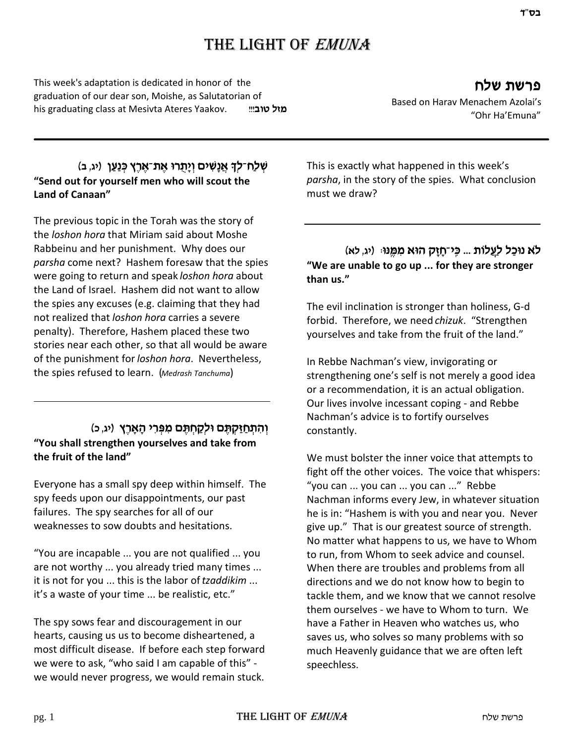בס"ד

# THE LIGHT OF *EMUNA*

This week's adaptation is dedicated in honor of the graduation of our dear son, Moishe, as Salutatorian of his graduating class at Mesivta Ateres Yaakov. **מזל טוב!!!**

## פרשת שלח

Based on Harav Menachem Azolai's "Ohr Ha'Emuna"

---

### שְׁלַח־לְךָ אֲנָשִׁים וְיָתֻרוּ אֶת־אֶרֶץ כְּנַעַן (יג, ב)

**"Send out for yourself men who will scout the Land of Canaan"**

The previous topic in the Torah was the story of the *loshon hora* that Miriam said about Moshe Rabbeinu and her punishment. Why does our *parsha* come next? Hashem foresaw that the spies were going to return and speak *loshon hora* about the Land of Israel. Hashem did not want to allow the spies any excuses (e.g. claiming that they had not realized that *loshon hora* carries a severe penalty). Therefore, Hashem placed these two stories near each other, so that all would be aware of the punishment for *loshon hora*. Nevertheless, the spies refused to learn. (*Medrash Tanchuma*)

---

### וְהִתְחַזַּקְתֶּם וּלְקַחְתֶּם מִפְּרִי הָאָרֶץ (יג, כ)

**"You shall strengthen yourselves and take from the fruit of the land"**

Everyone has a small spy deep within himself. The spy feeds upon our disappointments, our past failures. The spy searches for all of our weaknesses to sow doubts and hesitations.

"You are incapable ... you are not qualified ... you are not worthy ... you already tried many times ... it is not for you ... this is the labor of *tzaddikim* ... it's a waste of your time ... be realistic, etc."

The spy sows fear and discouragement in our hearts, causing us us to become disheartened, a most difficult disease. If before each step forward we were to ask, "who said I am capable of this" - we would never progress, we would remain stuck.

This is exactly what happened in this week's *parsha*, in the story of the spies. What conclusion must we draw?

---

### לֹא נוּכַל לַעֲלוֹת ... כִּי־חָזָק הוּא מִמֶּנּוּ׃ (יג, לא)

**"We are unable to go up ... for they are stronger than us."**

The evil inclination is stronger than holiness, G-d forbid. Therefore, we need *chizuk*. "Strengthen yourselves and take from the fruit of the land."

In Rebbe Nachman's view, invigorating or strengthening one's self is not merely a good idea or a recommendation, it is an actual obligation. Our lives involve incessant coping - and Rebbe Nachman's advice is to fortify ourselves constantly.

We must bolster the inner voice that attempts to fight off the other voices. The voice that whispers: "you can ... you can ... you can ..." Rebbe Nachman informs every Jew, in whatever situation he is in: "Hashem is with you and near you. Never give up." That is our greatest source of strength. No matter what happens to us, we have to Whom to run, from Whom to seek advice and counsel. When there are troubles and problems from all directions and we do not know how to begin to tackle them, and we know that we cannot resolve them ourselves - we have to Whom to turn. We have a Father in Heaven who watches us, who saves us, who solves so many problems with so much Heavenly guidance that we are often left speechless.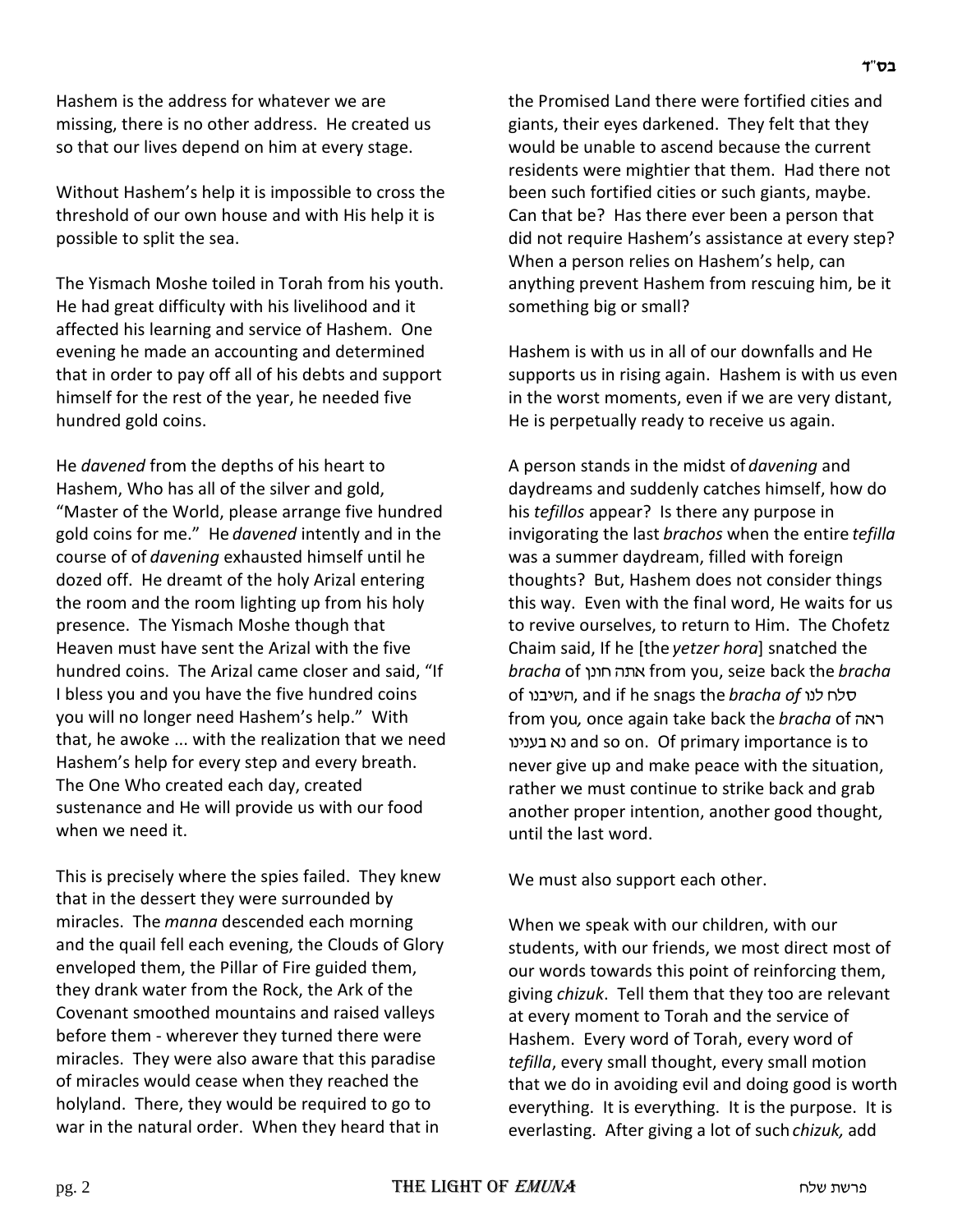Hashem is the address for whatever we are missing, there is no other address. He created us so that our lives depend on him at every stage.

Without Hashem's help it is impossible to cross the threshold of our own house and with His help it is possible to split the sea.

The Yismach Moshe toiled in Torah from his youth. He had great difficulty with his livelihood and it affected his learning and service of Hashem. One evening he made an accounting and determined that in order to pay off all of his debts and support himself for the rest of the year, he needed five hundred gold coins.

He *davened* from the depths of his heart to Hashem, Who has all of the silver and gold, "Master of the World, please arrange five hundred gold coins for me." He *davened* intently and in the course of of *davening* exhausted himself until he dozed off. He dreamt of the holy Arizal entering the room and the room lighting up from his holy presence. The Yismach Moshe though that Heaven must have sent the Arizal with the five hundred coins. The Arizal came closer and said, "If I bless you and you have the five hundred coins you will no longer need Hashem's help." With that, he awoke ... with the realization that we need Hashem's help for every step and every breath. The One Who created each day, created sustenance and He will provide us with our food when we need it.

This is precisely where the spies failed. They knew that in the dessert they were surrounded by miracles. The *manna* descended each morning and the quail fell each evening, the Clouds of Glory enveloped them, the Pillar of Fire guided them, they drank water from the Rock, the Ark of the Covenant smoothed mountains and raised valleys before them - wherever they turned there were miracles. They were also aware that this paradise of miracles would cease when they reached the holyland. There, they would be required to go to war in the natural order. When they heard that in the Promised Land there were fortified cities and giants, their eyes darkened. They felt that they would be unable to ascend because the current residents were mightier that them. Had there not been such fortified cities or such giants, maybe. Can that be? Has there ever been a person that did not require Hashem's assistance at every step? When a person relies on Hashem's help, can anything prevent Hashem from rescuing him, be it something big or small?

Hashem is with us in all of our downfalls and He supports us in rising again. Hashem is with us even in the worst moments, even if we are very distant, He is perpetually ready to receive us again.

A person stands in the midst of *davening* and daydreams and suddenly catches himself, how do his *tefillos* appear? Is there any purpose in invigorating the last *brachos* when the entire *tefilla* was a summer daydream, filled with foreign thoughts? But, Hashem does not consider things this way. Even with the final word, He waits for us to revive ourselves, to return to Him. The Chofetz Chaim said, If he [the *yetzer hora*] snatched the *bracha* of אתה חונן from you, seize back the *bracha* of השיבנו, and if he snags the *bracha of* סלח לנו from you*,* once again take back the *bracha* of ראה נא בענינו and so on. Of primary importance is to never give up and make peace with the situation, rather we must continue to strike back and grab another proper intention, another good thought, until the last word.

We must also support each other.

When we speak with our children, with our students, with our friends, we most direct most of our words towards this point of reinforcing them, giving *chizuk*. Tell them that they too are relevant at every moment to Torah and the service of Hashem. Every word of Torah, every word of *tefilla*, every small thought, every small motion that we do in avoiding evil and doing good is worth everything. It is everything. It is the purpose. It is everlasting. After giving a lot of such *chizuk,* add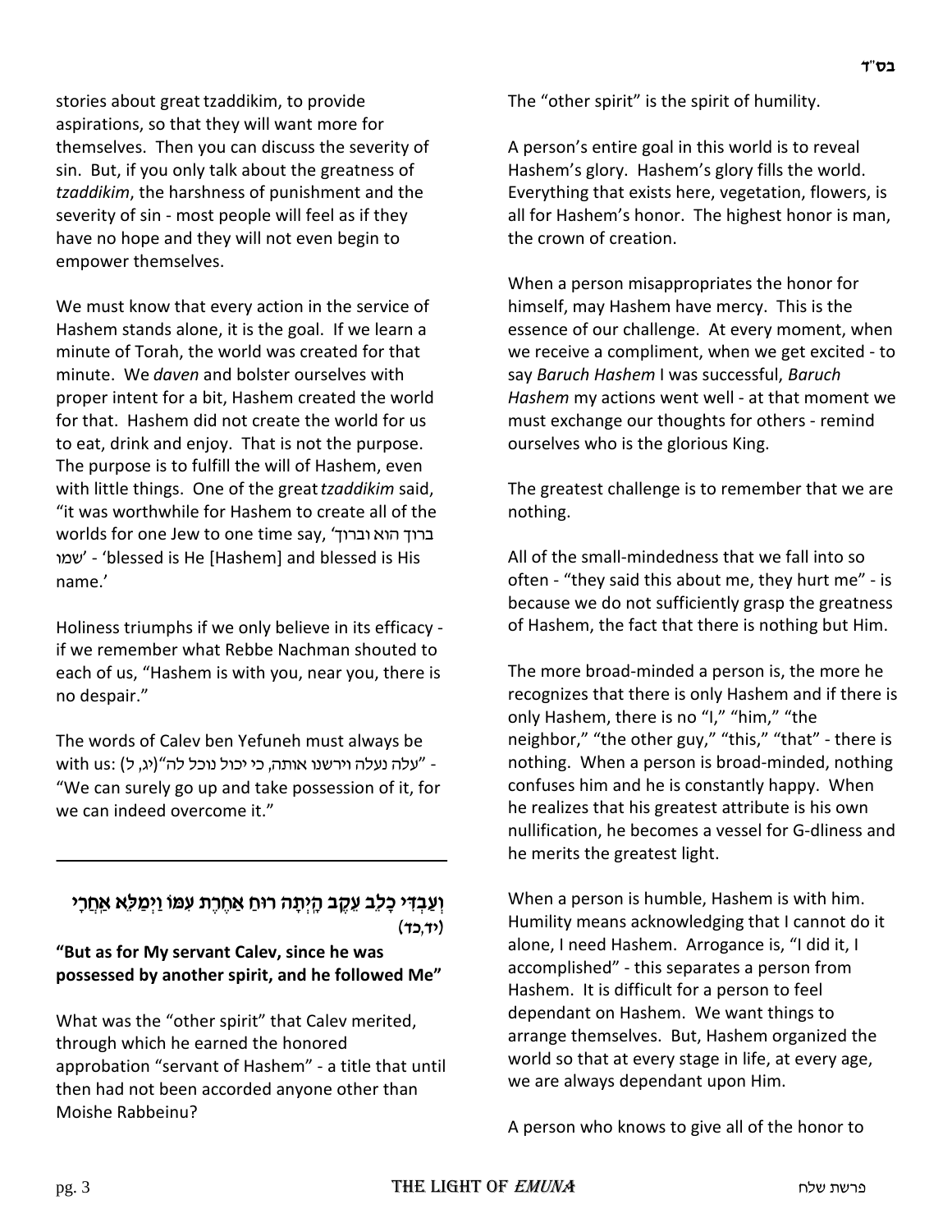stories about great tzaddikim, to provide aspirations, so that they will want more for themselves. Then you can discuss the severity of sin. But, if you only talk about the greatness of *tzaddikim*, the harshness of punishment and the severity of sin - most people will feel as if they have no hope and they will not even begin to empower themselves.

We must know that every action in the service of Hashem stands alone, it is the goal. If we learn a minute of Torah, the world was created for that minute. We *daven* and bolster ourselves with proper intent for a bit, Hashem created the world for that. Hashem did not create the world for us to eat, drink and enjoy. That is not the purpose. The purpose is to fulfill the will of Hashem, even with little things. One of the great *tzaddikim* said, "it was worthwhile for Hashem to create all of the worlds for one Jew to one time say, 'ברוך הוא וברוך שמו' - 'blessed is He [Hashem] and blessed is His name.'

Holiness triumphs if we only believe in its efficacy - if we remember what Rebbe Nachman shouted to each of us, "Hashem is with you, near you, there is no despair."

The words of Calev ben Yefuneh must always be with us: "עלה נעלה וירשנו אותה, כי יכול נוכל לה"(יג, ל) - "We can surely go up and take possession of it, for we can indeed overcome it."

---

### וְעַבְדִּי כָלֵב עֵקֶב הָיְתָה רוּחַ אַחֶרֶת עִמּוֹ וַיְמַלֵּא אַחֲרָי (יד,כד)

**"But as for My servant Calev, since he was possessed by another spirit, and he followed Me"**

What was the "other spirit" that Calev merited, through which he earned the honored approbation "servant of Hashem" - a title that until then had not been accorded anyone other than Moishe Rabbeinu?

The "other spirit" is the spirit of humility.

A person's entire goal in this world is to reveal Hashem's glory. Hashem's glory fills the world. Everything that exists here, vegetation, flowers, is all for Hashem's honor. The highest honor is man, the crown of creation.

When a person misappropriates the honor for himself, may Hashem have mercy. This is the essence of our challenge. At every moment, when we receive a compliment, when we get excited - to say *Baruch Hashem* I was successful, *Baruch Hashem* my actions went well - at that moment we must exchange our thoughts for others - remind ourselves who is the glorious King.

The greatest challenge is to remember that we are nothing.

All of the small-mindedness that we fall into so often - "they said this about me, they hurt me" - is because we do not sufficiently grasp the greatness of Hashem, the fact that there is nothing but Him.

The more broad-minded a person is, the more he recognizes that there is only Hashem and if there is only Hashem, there is no "I," "him," "the neighbor," "the other guy," "this," "that" - there is nothing. When a person is broad-minded, nothing confuses him and he is constantly happy. When he realizes that his greatest attribute is his own nullification, he becomes a vessel for G-dliness and he merits the greatest light.

When a person is humble, Hashem is with him. Humility means acknowledging that I cannot do it alone, I need Hashem. Arrogance is, "I did it, I accomplished" - this separates a person from Hashem. It is difficult for a person to feel dependant on Hashem. We want things to arrange themselves. But, Hashem organized the world so that at every stage in life, at every age, we are always dependant upon Him.

A person who knows to give all of the honor to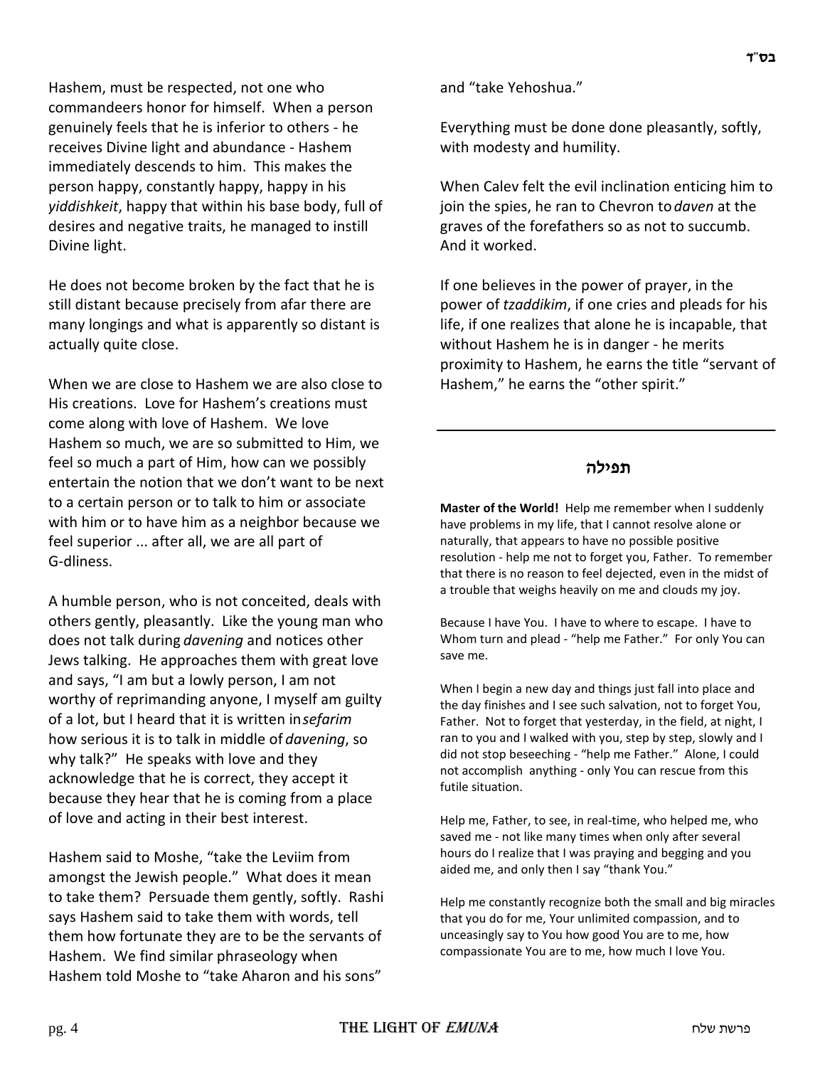Hashem, must be respected, not one who commandeers honor for himself. When a person genuinely feels that he is inferior to others - he receives Divine light and abundance - Hashem immediately descends to him. This makes the person happy, constantly happy, happy in his *yiddishkeit*, happy that within his base body, full of desires and negative traits, he managed to instill Divine light.

He does not become broken by the fact that he is still distant because precisely from afar there are many longings and what is apparently so distant is actually quite close.

When we are close to Hashem we are also close to His creations. Love for Hashem's creations must come along with love of Hashem. We love Hashem so much, we are so submitted to Him, we feel so much a part of Him, how can we possibly entertain the notion that we don't want to be next to a certain person or to talk to him or associate with him or to have him as a neighbor because we feel superior ... after all, we are all part of G-dliness.

A humble person, who is not conceited, deals with others gently, pleasantly. Like the young man who does not talk during *davening* and notices other Jews talking. He approaches them with great love and says, "I am but a lowly person, I am not worthy of reprimanding anyone, I myself am guilty of a lot, but I heard that it is written in *sefarim* how serious it is to talk in middle of *davening*, so why talk?" He speaks with love and they acknowledge that he is correct, they accept it because they hear that he is coming from a place of love and acting in their best interest.

Hashem said to Moshe, "take the Leviim from amongst the Jewish people." What does it mean to take them? Persuade them gently, softly. Rashi says Hashem said to take them with words, tell them how fortunate they are to be the servants of Hashem. We find similar phraseology when Hashem told Moshe to "take Aharon and his sons" and "take Yehoshua."

Everything must be done done pleasantly, softly, with modesty and humility.

When Calev felt the evil inclination enticing him to join the spies, he ran to Chevron to *daven* at the graves of the forefathers so as not to succumb. And it worked.

If one believes in the power of prayer, in the power of *tzaddikim*, if one cries and pleads for his life, if one realizes that alone he is incapable, that without Hashem he is in danger - he merits proximity to Hashem, he earns the title "servant of Hashem," he earns the "other spirit."

---

## תפילה

**Master of the World!** Help me remember when I suddenly have problems in my life, that I cannot resolve alone or naturally, that appears to have no possible positive resolution - help me not to forget you, Father. To remember that there is no reason to feel dejected, even in the midst of a trouble that weighs heavily on me and clouds my joy.

Because I have You. I have to where to escape. I have to Whom turn and plead - "help me Father." For only You can save me.

When I begin a new day and things just fall into place and the day finishes and I see such salvation, not to forget You, Father. Not to forget that yesterday, in the field, at night, I ran to you and I walked with you, step by step, slowly and I did not stop beseeching - "help me Father." Alone, I could not accomplish anything - only You can rescue from this futile situation.

Help me, Father, to see, in real-time, who helped me, who saved me - not like many times when only after several hours do I realize that I was praying and begging and you aided me, and only then I say "thank You."

Help me constantly recognize both the small and big miracles that you do for me, Your unlimited compassion, and to unceasingly say to You how good You are to me, how compassionate You are to me, how much I love You.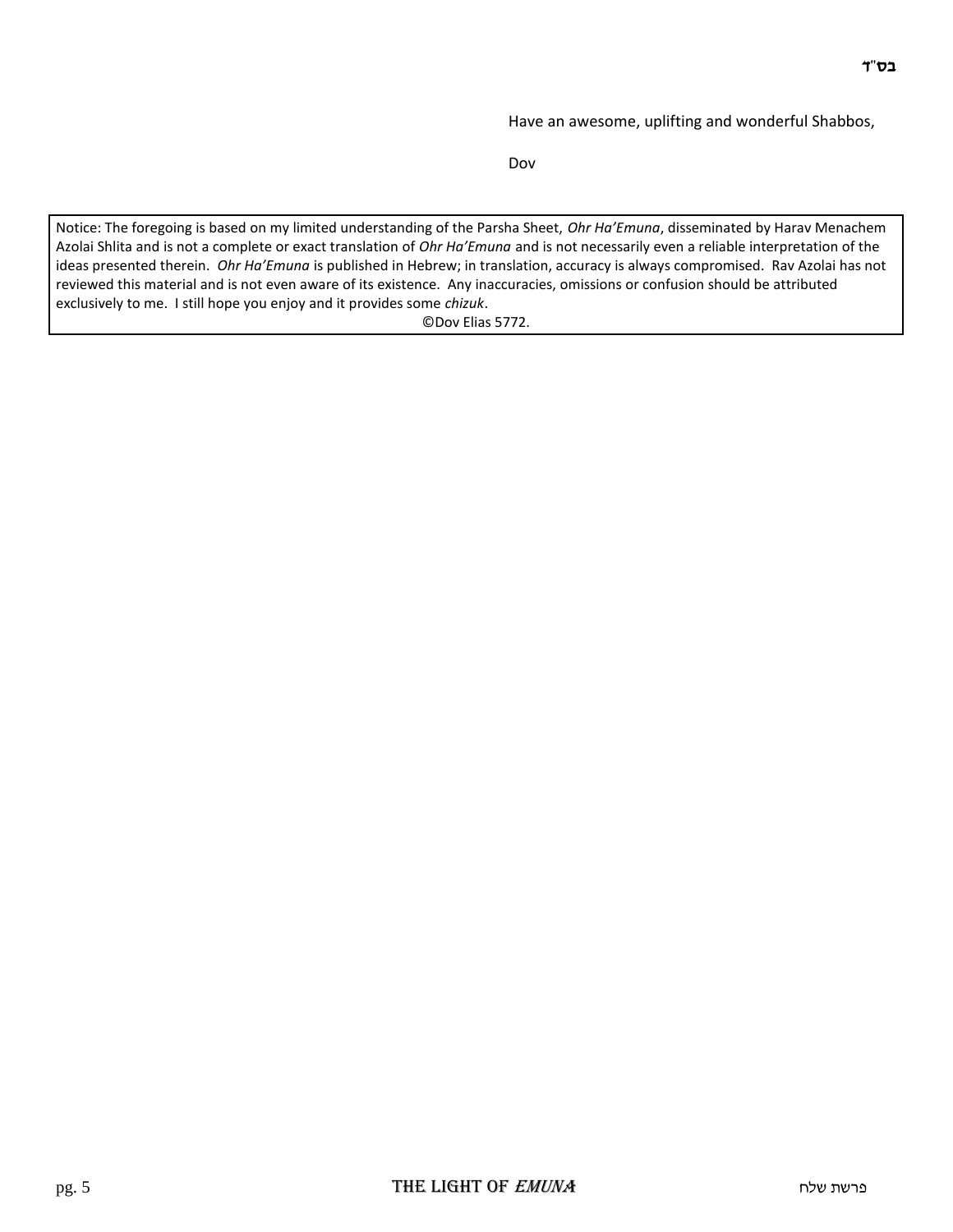Have an awesome, uplifting and wonderful Shabbos,

Dov

Notice: The foregoing is based on my limited understanding of the Parsha Sheet, *Ohr Ha'Emuna*, disseminated by Harav Menachem Azolai Shlita and is not a complete or exact translation of *Ohr Ha'Emuna* and is not necessarily even a reliable interpretation of the ideas presented therein. *Ohr Ha'Emuna* is published in Hebrew; in translation, accuracy is always compromised. Rav Azolai has not reviewed this material and is not even aware of its existence. Any inaccuracies, omissions or confusion should be attributed exclusively to me. I still hope you enjoy and it provides some *chizuk*.

©Dov Elias 5772.